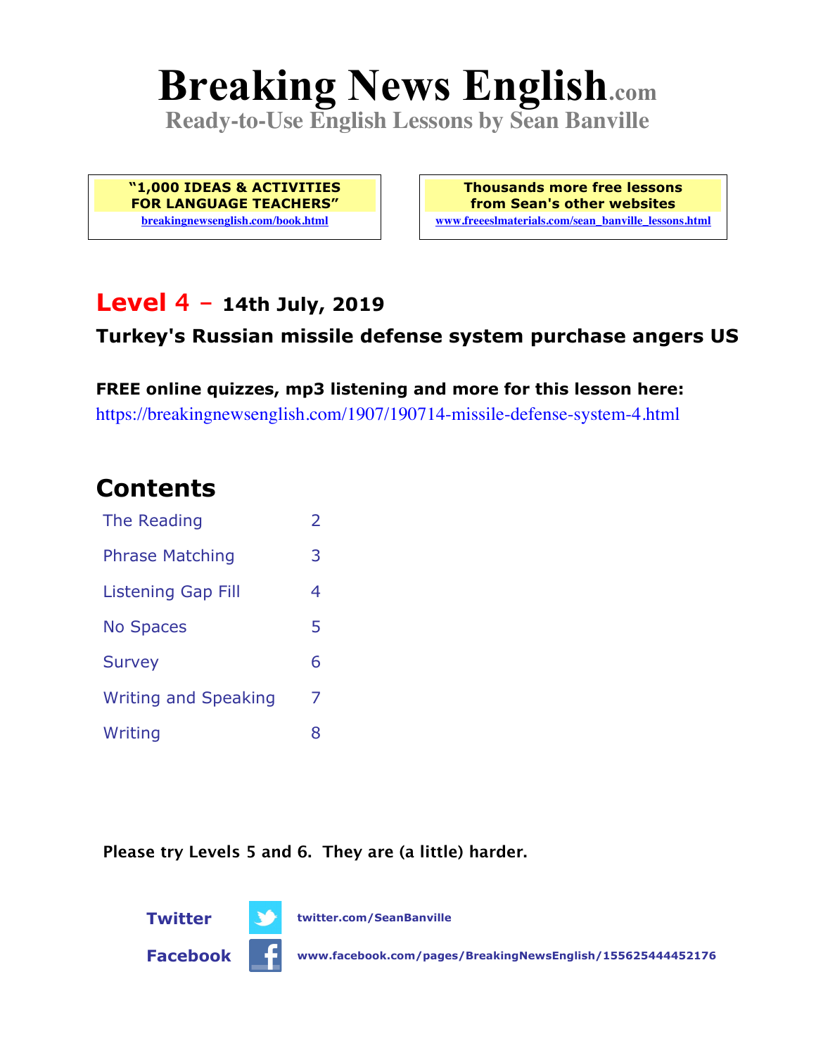# Breaking News English.com

**Ready-to-Use English Lessons by Sean Banville**

**"1,000 IDEAS & ACTIVITIES FOR LANGUAGE TEACHERS"**
breakingnewsenglish.com/book.html

**Thousands more free lessons from Sean's other websites**
www.freeeslmaterials.com/sean_banville_lessons.html

## Level 4 – 14th July, 2019

**Turkey's Russian missile defense system purchase angers US**

**FREE online quizzes, mp3 listening and more for this lesson here:**
https://breakingnewsenglish.com/1907/190714-missile-defense-system-4.html

## Contents

| | |
|---|---|
| The Reading | 2 |
| Phrase Matching | 3 |
| Listening Gap Fill | 4 |
| No Spaces | 5 |
| Survey | 6 |
| Writing and Speaking | 7 |
| Writing | 8 |

**Please try Levels 5 and 6. They are (a little) harder.**

**Twitter** twitter.com/SeanBanville

**Facebook** www.facebook.com/pages/BreakingNewsEnglish/155625444452176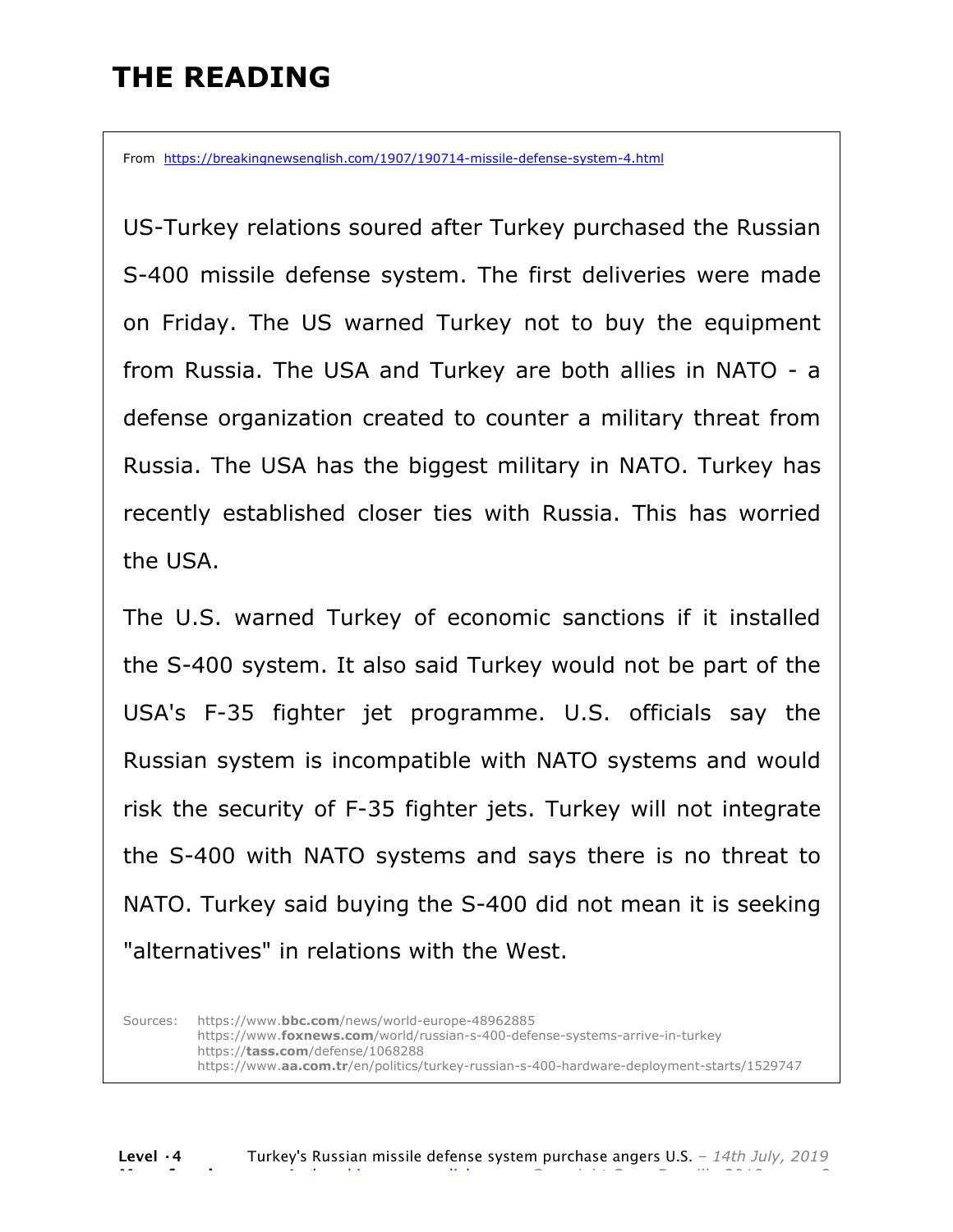# THE READING

From https://breakingnewsenglish.com/1907/190714-missile-defense-system-4.html

US-Turkey relations soured after Turkey purchased the Russian S-400 missile defense system. The first deliveries were made on Friday. The US warned Turkey not to buy the equipment from Russia. The USA and Turkey are both allies in NATO - a defense organization created to counter a military threat from Russia. The USA has the biggest military in NATO. Turkey has recently established closer ties with Russia. This has worried the USA.

The U.S. warned Turkey of economic sanctions if it installed the S-400 system. It also said Turkey would not be part of the USA's F-35 fighter jet programme. U.S. officials say the Russian system is incompatible with NATO systems and would risk the security of F-35 fighter jets. Turkey will not integrate the S-400 with NATO systems and says there is no threat to NATO. Turkey said buying the S-400 did not mean it is seeking "alternatives" in relations with the West.

Sources:
https://www.**bbc.com**/news/world-europe-48962885
https://www.**foxnews.com**/world/russian-s-400-defense-systems-arrive-in-turkey
https://**tass.com**/defense/1068288
https://www.**aa.com.tr**/en/politics/turkey-russian-s-400-hardware-deployment-starts/1529747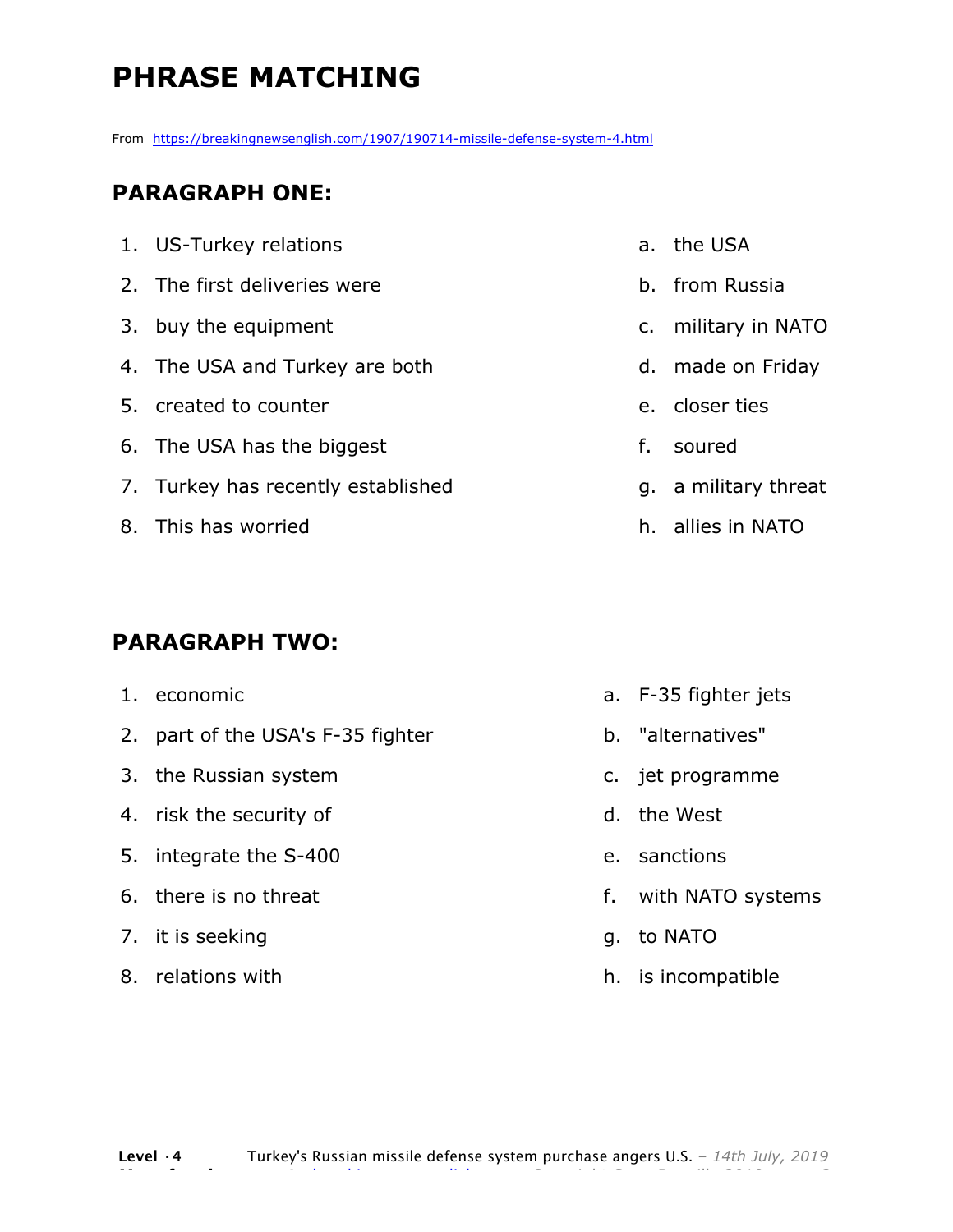# PHRASE MATCHING

From https://breakingnewsenglish.com/1907/190714-missile-defense-system-4.html

## PARAGRAPH ONE:

| | |
|---|---|
| 1. US-Turkey relations | a. the USA |
| 2. The first deliveries were | b. from Russia |
| 3. buy the equipment | c. military in NATO |
| 4. The USA and Turkey are both | d. made on Friday |
| 5. created to counter | e. closer ties |
| 6. The USA has the biggest | f. soured |
| 7. Turkey has recently established | g. a military threat |
| 8. This has worried | h. allies in NATO |

## PARAGRAPH TWO:

| | |
|---|---|
| 1. economic | a. F-35 fighter jets |
| 2. part of the USA's F-35 fighter | b. "alternatives" |
| 3. the Russian system | c. jet programme |
| 4. risk the security of | d. the West |
| 5. integrate the S-400 | e. sanctions |
| 6. there is no threat | f. with NATO systems |
| 7. it is seeking | g. to NATO |
| 8. relations with | h. is incompatible |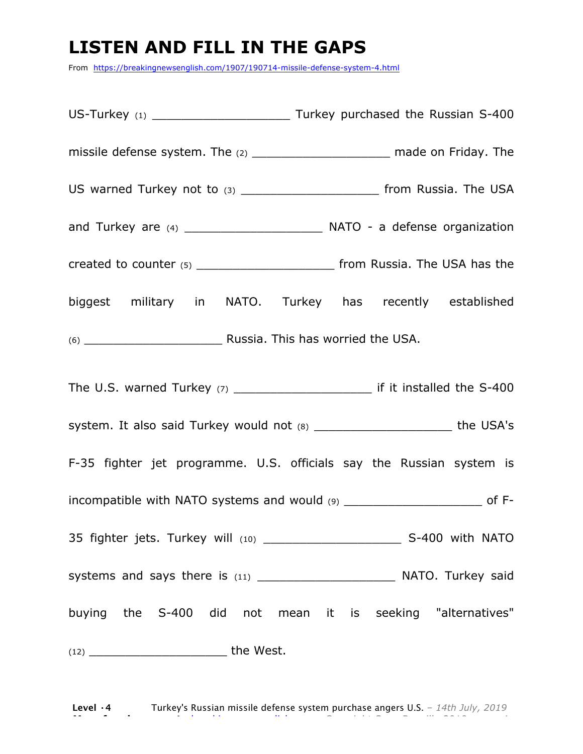# LISTEN AND FILL IN THE GAPS

From https://breakingnewsenglish.com/1907/190714-missile-defense-system-4.html

US-Turkey (1) ___________________ Turkey purchased the Russian S-400 missile defense system. The (2) ___________________ made on Friday. The US warned Turkey not to (3) ___________________ from Russia. The USA and Turkey are (4) ___________________ NATO - a defense organization created to counter (5) ___________________ from Russia. The USA has the biggest military in NATO. Turkey has recently established (6) ___________________ Russia. This has worried the USA.

The U.S. warned Turkey (7) ___________________ if it installed the S-400 system. It also said Turkey would not (8) ___________________ the USA's F-35 fighter jet programme. U.S. officials say the Russian system is incompatible with NATO systems and would (9) ___________________ of F-35 fighter jets. Turkey will (10) ___________________ S-400 with NATO systems and says there is (11) ___________________ NATO. Turkey said buying the S-400 did not mean it is seeking "alternatives" (12) ___________________ the West.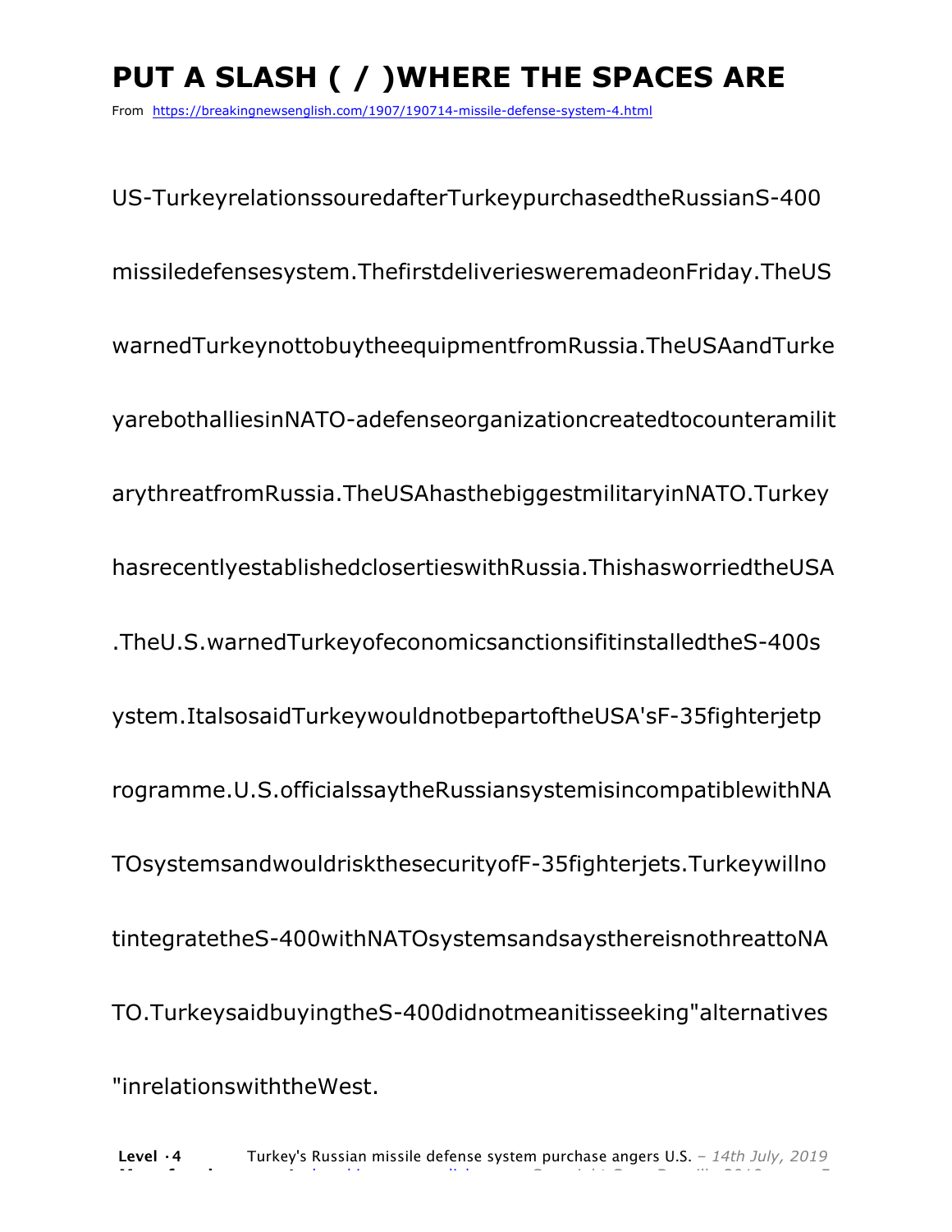# PUT A SLASH ( / )WHERE THE SPACES ARE

From https://breakingnewsenglish.com/1907/190714-missile-defense-system-4.html

US-TurkeyrelationssouredafterTurkeypurchasedtheRussianS-400

missiledefensesystem.ThefirstdeliveriesweremadeonFriday.TheUS

warnedTurkeynottobuytheequipmentfromRussia.TheUSAandTurke

yarebothalliesinNATO-adefenseorganizationcreatedtocounteramilit

arythreatfromRussia.TheUSAhasthebiggestmilitaryinNATO.Turkey

hasrecentlyestablishedclosertieswithRussia.ThishasworriedtheUSA

.TheU.S.warnedTurkeyofeconomicsanctionsifitinstalledtheS-400s

ystem.ItalsosaidTurkeywouldnotbepartoftheUSA'sF-35fighterjetp

rogramme.U.S.officialssaytheRussiansystemisincompatiblewithNA

TOsystemsandwouldriskthesecurityofF-35fighterjets.Turkeywillno

tintegratetheS-400withNATOsystemsandsaysthereisnothreattoNA

TO.TurkeysaidbuyingtheS-400didnotmeanitisseeking"alternatives

"inrelationswiththeWest.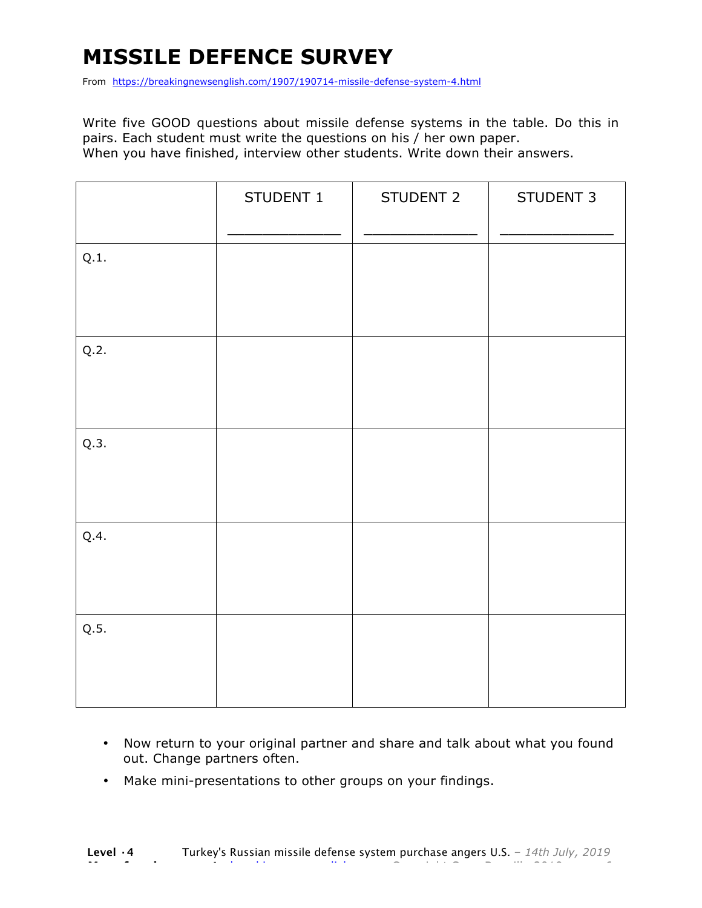# MISSILE DEFENCE SURVEY

From https://breakingnewsenglish.com/1907/190714-missile-defense-system-4.html

Write five GOOD questions about missile defense systems in the table. Do this in pairs. Each student must write the questions on his / her own paper.
When you have finished, interview other students. Write down their answers.

| | STUDENT 1 _____________ | STUDENT 2 _____________ | STUDENT 3 _____________ |
|---|---|---|---|
| Q.1. | | | |
| Q.2. | | | |
| Q.3. | | | |
| Q.4. | | | |
| Q.5. | | | |

- Now return to your original partner and share and talk about what you found out. Change partners often.
- Make mini-presentations to other groups on your findings.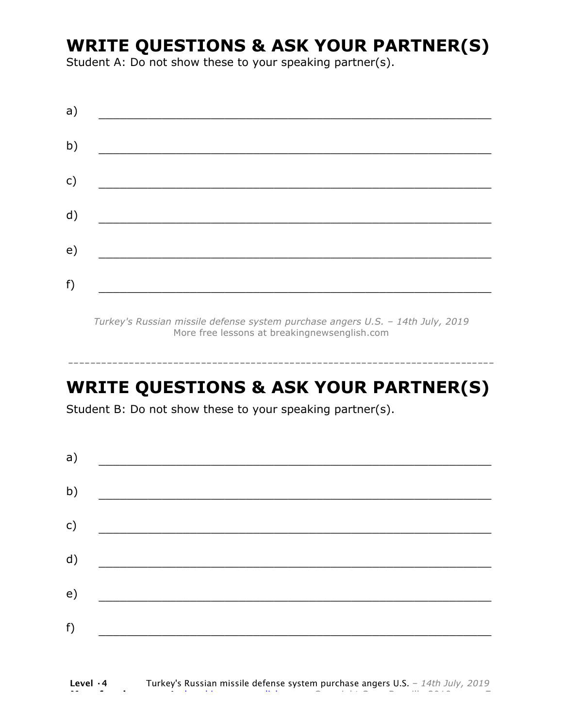# WRITE QUESTIONS & ASK YOUR PARTNER(S)

Student A: Do not show these to your speaking partner(s).

a) ___________________________________________________________

b) ___________________________________________________________

c) ___________________________________________________________

d) ___________________________________________________________

e) ___________________________________________________________

f) ___________________________________________________________

*Turkey's Russian missile defense system purchase angers U.S. – 14th July, 2019*
More free lessons at breakingnewsenglish.com

---

# WRITE QUESTIONS & ASK YOUR PARTNER(S)

Student B: Do not show these to your speaking partner(s).

a) ___________________________________________________________

b) ___________________________________________________________

c) ___________________________________________________________

d) ___________________________________________________________

e) ___________________________________________________________

f) ___________________________________________________________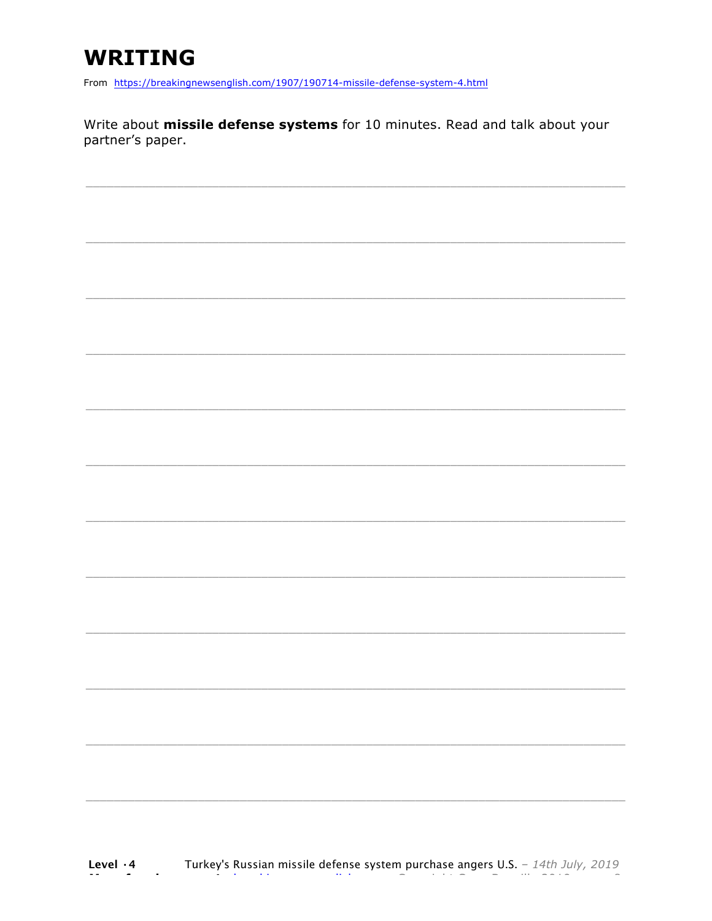# WRITING

From https://breakingnewsenglish.com/1907/190714-missile-defense-system-4.html

Write about **missile defense systems** for 10 minutes. Read and talk about your partner's paper.